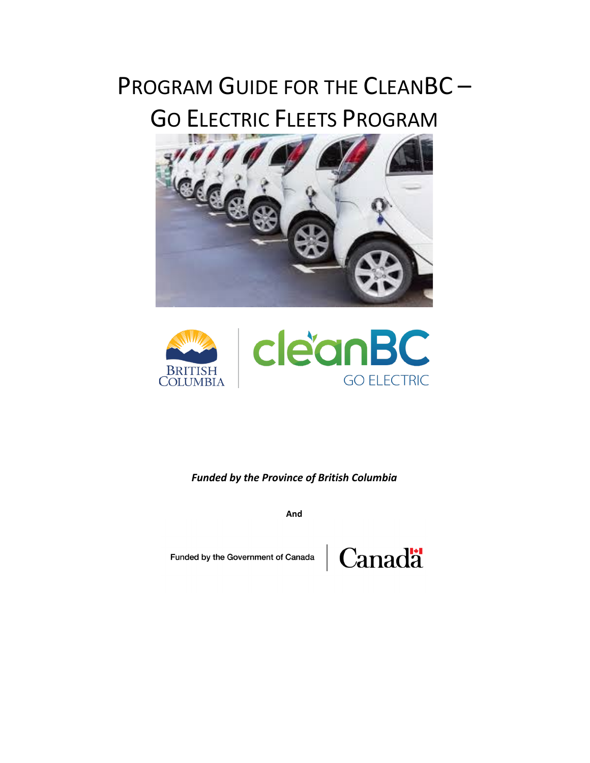# Program Guide for the CleanBC – Go Electric Fleets Program

***Funded by the Province of British Columbia***

**And**

Funded by the Government of Canada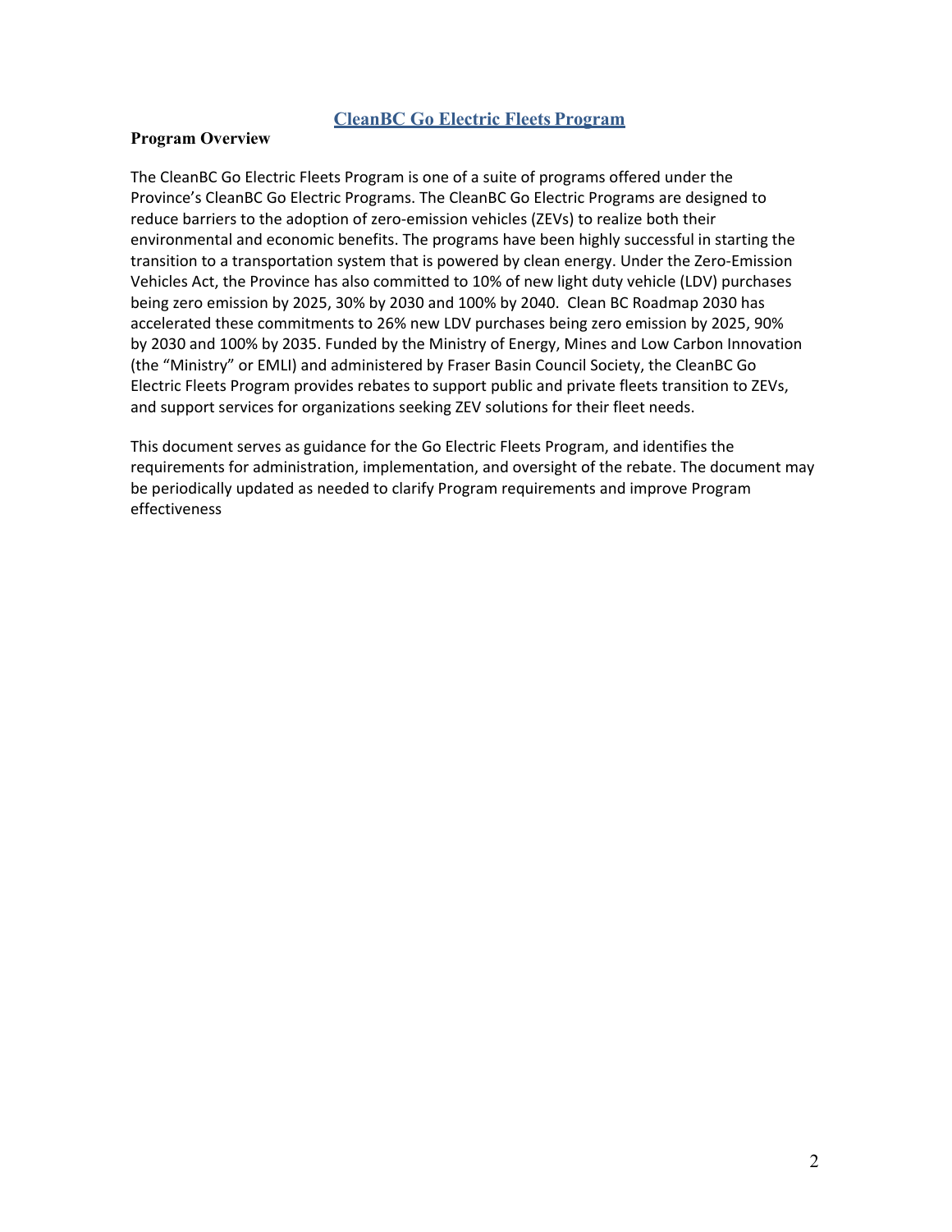# CleanBC Go Electric Fleets Program

## Program Overview

The CleanBC Go Electric Fleets Program is one of a suite of programs offered under the Province's CleanBC Go Electric Programs. The CleanBC Go Electric Programs are designed to reduce barriers to the adoption of zero-emission vehicles (ZEVs) to realize both their environmental and economic benefits. The programs have been highly successful in starting the transition to a transportation system that is powered by clean energy. Under the Zero-Emission Vehicles Act, the Province has also committed to 10% of new light duty vehicle (LDV) purchases being zero emission by 2025, 30% by 2030 and 100% by 2040. Clean BC Roadmap 2030 has accelerated these commitments to 26% new LDV purchases being zero emission by 2025, 90% by 2030 and 100% by 2035. Funded by the Ministry of Energy, Mines and Low Carbon Innovation (the "Ministry" or EMLI) and administered by Fraser Basin Council Society, the CleanBC Go Electric Fleets Program provides rebates to support public and private fleets transition to ZEVs, and support services for organizations seeking ZEV solutions for their fleet needs.

This document serves as guidance for the Go Electric Fleets Program, and identifies the requirements for administration, implementation, and oversight of the rebate. The document may be periodically updated as needed to clarify Program requirements and improve Program effectiveness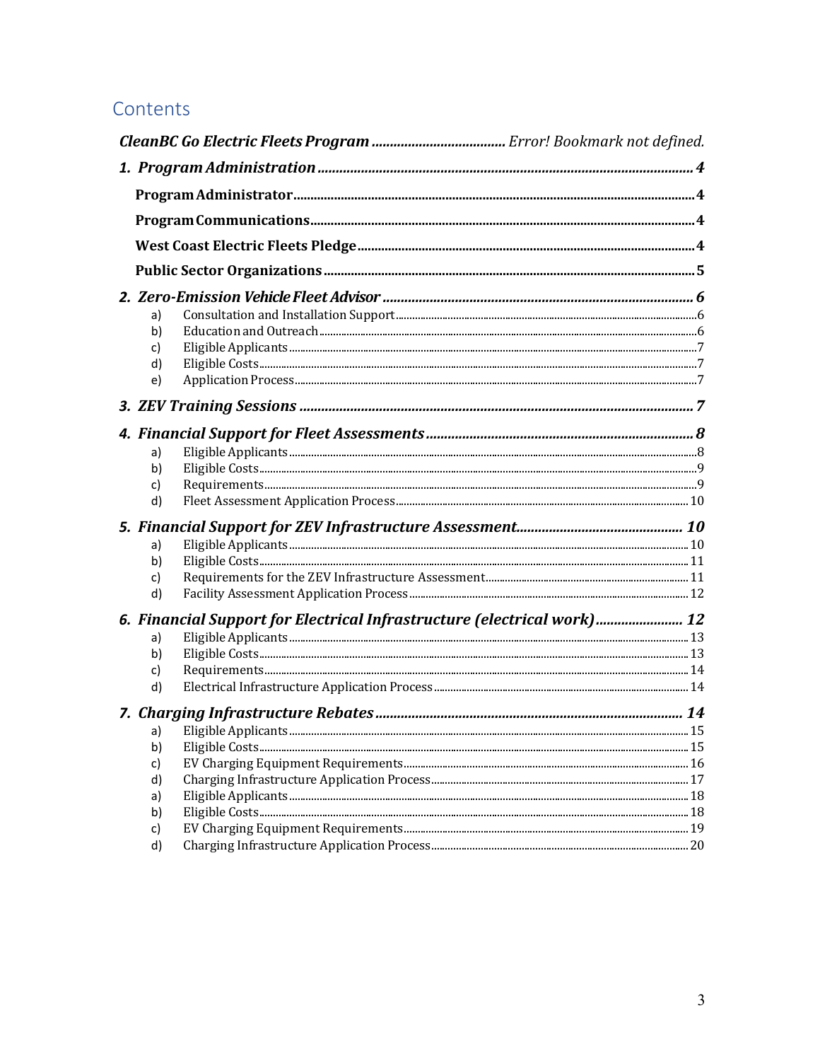# Contents

***CleanBC Go Electric Fleets Program*** ..................................... *Error! Bookmark not defined.*

***1. Program Administration*** ........................................................................................... **4**

**Program Administrator** ......................................................................................................... **4**

**Program Communications** ................................................................................................... **4**

**West Coast Electric Fleets Pledge** ...................................................................................... **4**

**Public Sector Organizations** ............................................................................................... **5**

***2. Zero-Emission Vehicle Fleet Advisor*** ......................................................................... ***6***

a) Consultation and Installation Support ........................................................................................ 6
b) Education and Outreach ................................................................................................................ 6
c) Eligible Applicants ........................................................................................................................ 7
d) Eligible Costs ................................................................................................................................ 7
e) Application Process ...................................................................................................................... 7

***3. ZEV Training Sessions*** ............................................................................................... ***7***

***4. Financial Support for Fleet Assessments*** ................................................................... ***8***

a) Eligible Applicants ........................................................................................................................ 8
b) Eligible Costs ................................................................................................................................ 9
c) Requirements ................................................................................................................................. 9
d) Fleet Assessment Application Process ....................................................................................... 10

***5. Financial Support for ZEV Infrastructure Assessment*** ............................................... ***10***

a) Eligible Applicants ........................................................................................................................ 10
b) Eligible Costs ................................................................................................................................ 11
c) Requirements for the ZEV Infrastructure Assessment ............................................................... 11
d) Facility Assessment Application Process .................................................................................... 12

***6. Financial Support for Electrical Infrastructure (electrical work)*** .............................. ***12***

a) Eligible Applicants ........................................................................................................................ 13
b) Eligible Costs ................................................................................................................................ 13
c) Requirements ................................................................................................................................. 14
d) Electrical Infrastructure Application Process ............................................................................ 14

***7. Charging Infrastructure Rebates*** ............................................................................... ***14***

a) Eligible Applicants ........................................................................................................................ 15
b) Eligible Costs ................................................................................................................................ 15
c) EV Charging Equipment Requirements ..................................................................................... 16
d) Charging Infrastructure Application Process ............................................................................ 17
a) Eligible Applicants ........................................................................................................................ 18
b) Eligible Costs ................................................................................................................................ 18
c) EV Charging Equipment Requirements ..................................................................................... 19
d) Charging Infrastructure Application Process ............................................................................ 20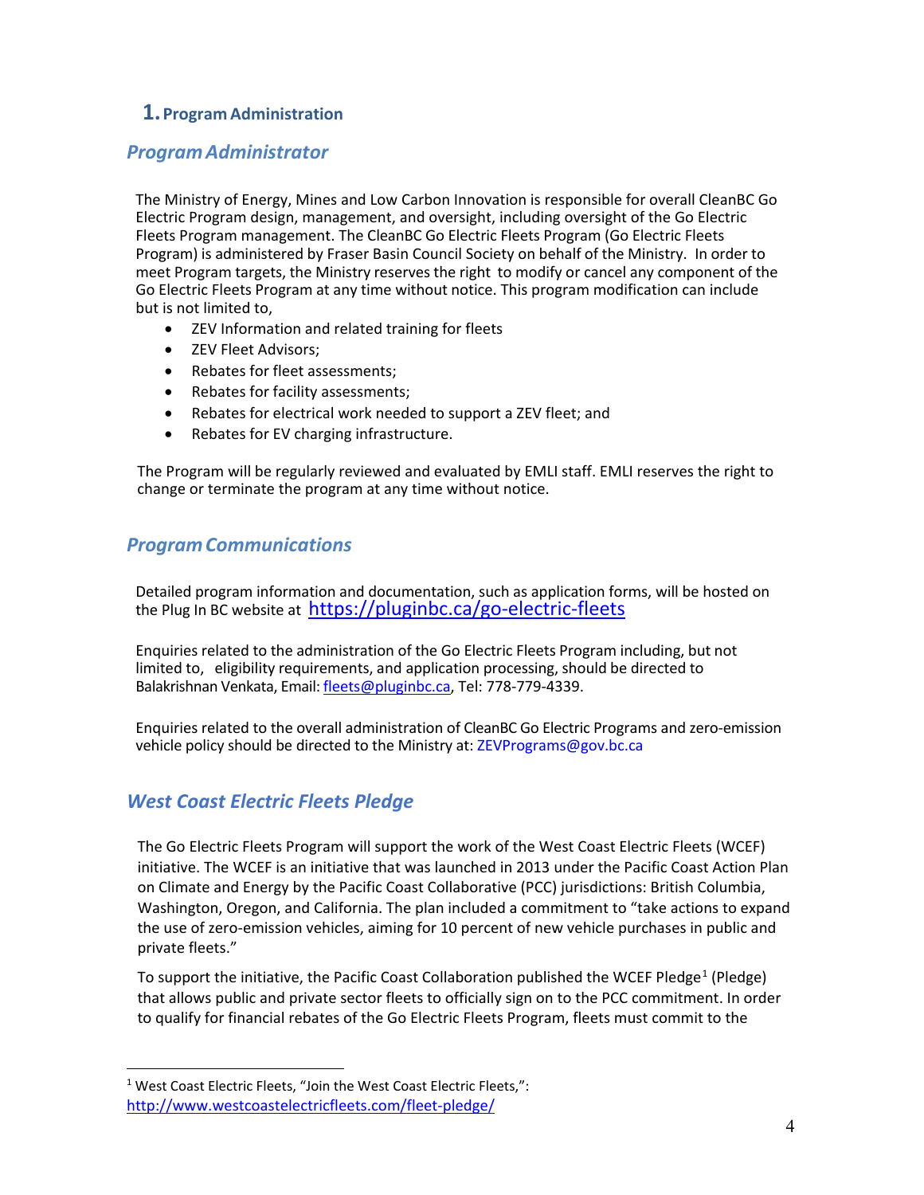## 1. Program Administration

### *Program Administrator*

The Ministry of Energy, Mines and Low Carbon Innovation is responsible for overall CleanBC Go Electric Program design, management, and oversight, including oversight of the Go Electric Fleets Program management. The CleanBC Go Electric Fleets Program (Go Electric Fleets Program) is administered by Fraser Basin Council Society on behalf of the Ministry. In order to meet Program targets, the Ministry reserves the right to modify or cancel any component of the Go Electric Fleets Program at any time without notice. This program modification can include but is not limited to,

- ZEV Information and related training for fleets
- ZEV Fleet Advisors;
- Rebates for fleet assessments;
- Rebates for facility assessments;
- Rebates for electrical work needed to support a ZEV fleet; and
- Rebates for EV charging infrastructure.

The Program will be regularly reviewed and evaluated by EMLI staff. EMLI reserves the right to change or terminate the program at any time without notice.

### *Program Communications*

Detailed program information and documentation, such as application forms, will be hosted on the Plug In BC website at https://pluginbc.ca/go-electric-fleets

Enquiries related to the administration of the Go Electric Fleets Program including, but not limited to, eligibility requirements, and application processing, should be directed to Balakrishnan Venkata, Email: fleets@pluginbc.ca, Tel: 778-779-4339.

Enquiries related to the overall administration of CleanBC Go Electric Programs and zero-emission vehicle policy should be directed to the Ministry at: ZEVPrograms@gov.bc.ca

### *West Coast Electric Fleets Pledge*

The Go Electric Fleets Program will support the work of the West Coast Electric Fleets (WCEF) initiative. The WCEF is an initiative that was launched in 2013 under the Pacific Coast Action Plan on Climate and Energy by the Pacific Coast Collaborative (PCC) jurisdictions: British Columbia, Washington, Oregon, and California. The plan included a commitment to "take actions to expand the use of zero-emission vehicles, aiming for 10 percent of new vehicle purchases in public and private fleets."

To support the initiative, the Pacific Coast Collaboration published the WCEF Pledge[1] (Pledge) that allows public and private sector fleets to officially sign on to the PCC commitment. In order to qualify for financial rebates of the Go Electric Fleets Program, fleets must commit to the

[1] West Coast Electric Fleets, "Join the West Coast Electric Fleets,": http://www.westcoastelectricfleets.com/fleet-pledge/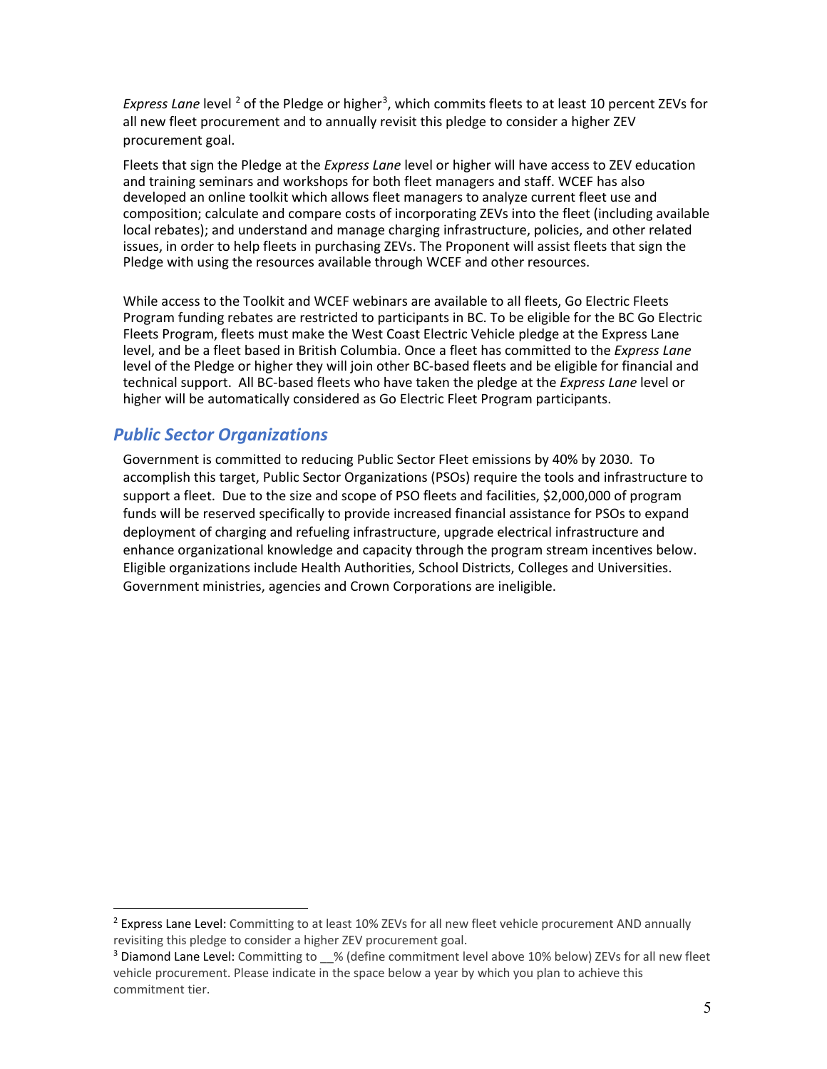*Express Lane* level [2] of the Pledge or higher[3], which commits fleets to at least 10 percent ZEVs for all new fleet procurement and to annually revisit this pledge to consider a higher ZEV procurement goal.

Fleets that sign the Pledge at the *Express Lane* level or higher will have access to ZEV education and training seminars and workshops for both fleet managers and staff. WCEF has also developed an online toolkit which allows fleet managers to analyze current fleet use and composition; calculate and compare costs of incorporating ZEVs into the fleet (including available local rebates); and understand and manage charging infrastructure, policies, and other related issues, in order to help fleets in purchasing ZEVs. The Proponent will assist fleets that sign the Pledge with using the resources available through WCEF and other resources.

While access to the Toolkit and WCEF webinars are available to all fleets, Go Electric Fleets Program funding rebates are restricted to participants in BC. To be eligible for the BC Go Electric Fleets Program, fleets must make the West Coast Electric Vehicle pledge at the Express Lane level, and be a fleet based in British Columbia. Once a fleet has committed to the *Express Lane* level of the Pledge or higher they will join other BC-based fleets and be eligible for financial and technical support. All BC-based fleets who have taken the pledge at the *Express Lane* level or higher will be automatically considered as Go Electric Fleet Program participants.

## *Public Sector Organizations*

Government is committed to reducing Public Sector Fleet emissions by 40% by 2030. To accomplish this target, Public Sector Organizations (PSOs) require the tools and infrastructure to support a fleet. Due to the size and scope of PSO fleets and facilities, $2,000,000 of program funds will be reserved specifically to provide increased financial assistance for PSOs to expand deployment of charging and refueling infrastructure, upgrade electrical infrastructure and enhance organizational knowledge and capacity through the program stream incentives below. Eligible organizations include Health Authorities, School Districts, Colleges and Universities. Government ministries, agencies and Crown Corporations are ineligible.

---

[2] Express Lane Level: Committing to at least 10% ZEVs for all new fleet vehicle procurement AND annually revisiting this pledge to consider a higher ZEV procurement goal.

[3] Diamond Lane Level: Committing to __% (define commitment level above 10% below) ZEVs for all new fleet vehicle procurement. Please indicate in the space below a year by which you plan to achieve this commitment tier.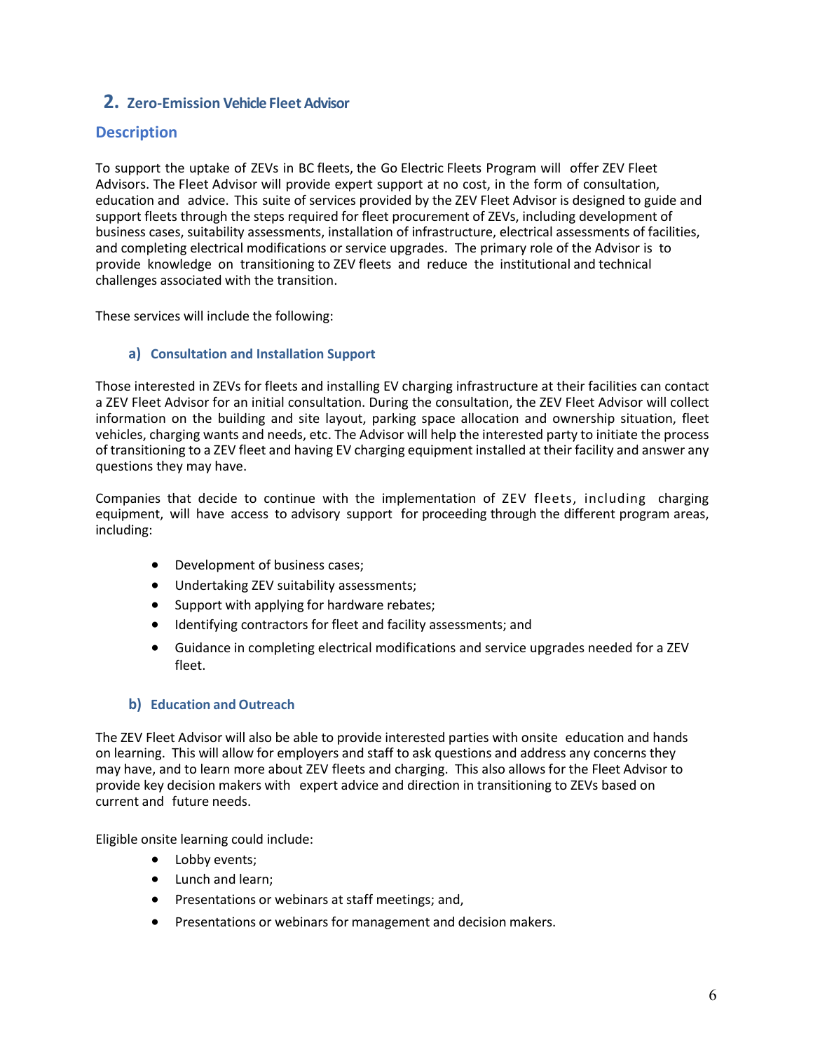## 2. Zero-Emission Vehicle Fleet Advisor

### Description

To support the uptake of ZEVs in BC fleets, the Go Electric Fleets Program will offer ZEV Fleet Advisors. The Fleet Advisor will provide expert support at no cost, in the form of consultation, education and advice. This suite of services provided by the ZEV Fleet Advisor is designed to guide and support fleets through the steps required for fleet procurement of ZEVs, including development of business cases, suitability assessments, installation of infrastructure, electrical assessments of facilities, and completing electrical modifications or service upgrades. The primary role of the Advisor is to provide knowledge on transitioning to ZEV fleets and reduce the institutional and technical challenges associated with the transition.

These services will include the following:

#### a) Consultation and Installation Support

Those interested in ZEVs for fleets and installing EV charging infrastructure at their facilities can contact a ZEV Fleet Advisor for an initial consultation. During the consultation, the ZEV Fleet Advisor will collect information on the building and site layout, parking space allocation and ownership situation, fleet vehicles, charging wants and needs, etc. The Advisor will help the interested party to initiate the process of transitioning to a ZEV fleet and having EV charging equipment installed at their facility and answer any questions they may have.

Companies that decide to continue with the implementation of ZEV fleets, including charging equipment, will have access to advisory support for proceeding through the different program areas, including:

- Development of business cases;
- Undertaking ZEV suitability assessments;
- Support with applying for hardware rebates;
- Identifying contractors for fleet and facility assessments; and
- Guidance in completing electrical modifications and service upgrades needed for a ZEV fleet.

#### b) Education and Outreach

The ZEV Fleet Advisor will also be able to provide interested parties with onsite education and hands on learning. This will allow for employers and staff to ask questions and address any concerns they may have, and to learn more about ZEV fleets and charging. This also allows for the Fleet Advisor to provide key decision makers with expert advice and direction in transitioning to ZEVs based on current and future needs.

Eligible onsite learning could include:

- Lobby events;
- Lunch and learn;
- Presentations or webinars at staff meetings; and,
- Presentations or webinars for management and decision makers.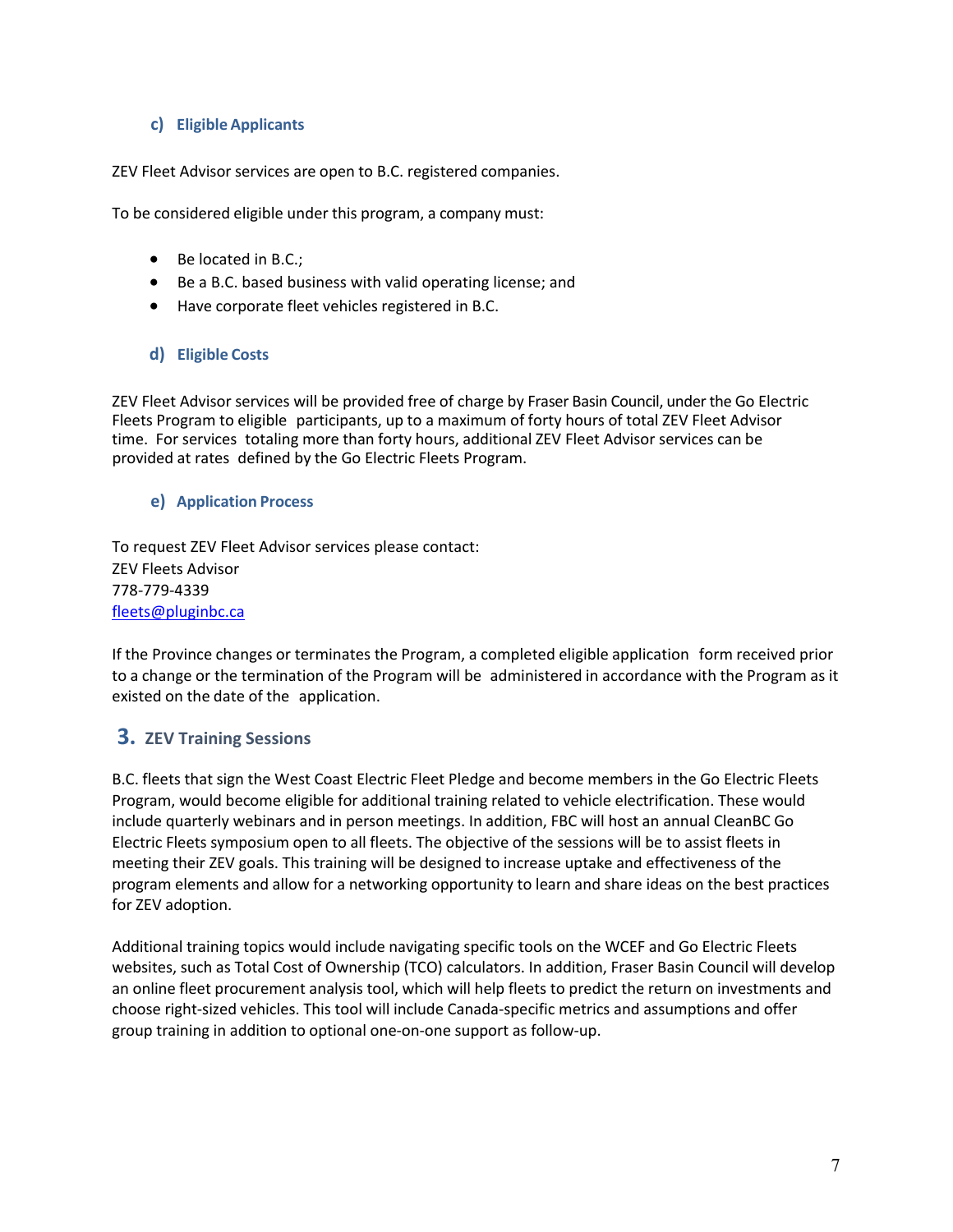### c) Eligible Applicants

ZEV Fleet Advisor services are open to B.C. registered companies.

To be considered eligible under this program, a company must:

- Be located in B.C.;
- Be a B.C. based business with valid operating license; and
- Have corporate fleet vehicles registered in B.C.

### d) Eligible Costs

ZEV Fleet Advisor services will be provided free of charge by Fraser Basin Council, under the Go Electric Fleets Program to eligible participants, up to a maximum of forty hours of total ZEV Fleet Advisor time. For services totaling more than forty hours, additional ZEV Fleet Advisor services can be provided at rates defined by the Go Electric Fleets Program.

### e) Application Process

To request ZEV Fleet Advisor services please contact:
ZEV Fleets Advisor
778-779-4339
fleets@pluginbc.ca

If the Province changes or terminates the Program, a completed eligible application form received prior to a change or the termination of the Program will be administered in accordance with the Program as it existed on the date of the application.

## 3. ZEV Training Sessions

B.C. fleets that sign the West Coast Electric Fleet Pledge and become members in the Go Electric Fleets Program, would become eligible for additional training related to vehicle electrification. These would include quarterly webinars and in person meetings. In addition, FBC will host an annual CleanBC Go Electric Fleets symposium open to all fleets. The objective of the sessions will be to assist fleets in meeting their ZEV goals. This training will be designed to increase uptake and effectiveness of the program elements and allow for a networking opportunity to learn and share ideas on the best practices for ZEV adoption.

Additional training topics would include navigating specific tools on the WCEF and Go Electric Fleets websites, such as Total Cost of Ownership (TCO) calculators. In addition, Fraser Basin Council will develop an online fleet procurement analysis tool, which will help fleets to predict the return on investments and choose right-sized vehicles. This tool will include Canada-specific metrics and assumptions and offer group training in addition to optional one-on-one support as follow-up.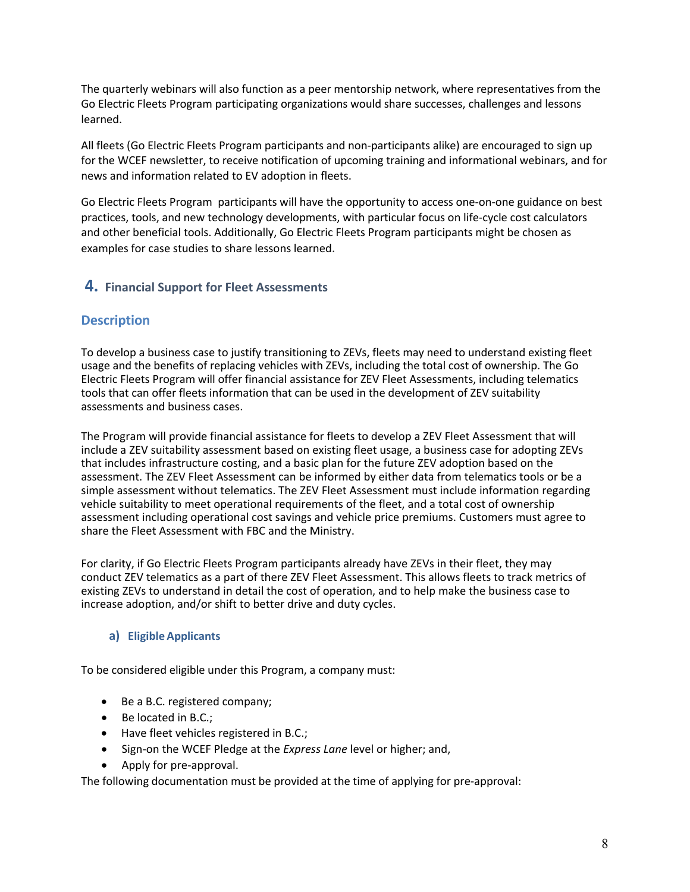The quarterly webinars will also function as a peer mentorship network, where representatives from the Go Electric Fleets Program participating organizations would share successes, challenges and lessons learned.

All fleets (Go Electric Fleets Program participants and non-participants alike) are encouraged to sign up for the WCEF newsletter, to receive notification of upcoming training and informational webinars, and for news and information related to EV adoption in fleets.

Go Electric Fleets Program participants will have the opportunity to access one-on-one guidance on best practices, tools, and new technology developments, with particular focus on life-cycle cost calculators and other beneficial tools. Additionally, Go Electric Fleets Program participants might be chosen as examples for case studies to share lessons learned.

## 4. Financial Support for Fleet Assessments

### Description

To develop a business case to justify transitioning to ZEVs, fleets may need to understand existing fleet usage and the benefits of replacing vehicles with ZEVs, including the total cost of ownership. The Go Electric Fleets Program will offer financial assistance for ZEV Fleet Assessments, including telematics tools that can offer fleets information that can be used in the development of ZEV suitability assessments and business cases.

The Program will provide financial assistance for fleets to develop a ZEV Fleet Assessment that will include a ZEV suitability assessment based on existing fleet usage, a business case for adopting ZEVs that includes infrastructure costing, and a basic plan for the future ZEV adoption based on the assessment. The ZEV Fleet Assessment can be informed by either data from telematics tools or be a simple assessment without telematics. The ZEV Fleet Assessment must include information regarding vehicle suitability to meet operational requirements of the fleet, and a total cost of ownership assessment including operational cost savings and vehicle price premiums. Customers must agree to share the Fleet Assessment with FBC and the Ministry.

For clarity, if Go Electric Fleets Program participants already have ZEVs in their fleet, they may conduct ZEV telematics as a part of there ZEV Fleet Assessment. This allows fleets to track metrics of existing ZEVs to understand in detail the cost of operation, and to help make the business case to increase adoption, and/or shift to better drive and duty cycles.

#### a) Eligible Applicants

To be considered eligible under this Program, a company must:

- Be a B.C. registered company;
- Be located in B.C.;
- Have fleet vehicles registered in B.C.;
- Sign-on the WCEF Pledge at the *Express Lane* level or higher; and,
- Apply for pre-approval.

The following documentation must be provided at the time of applying for pre-approval: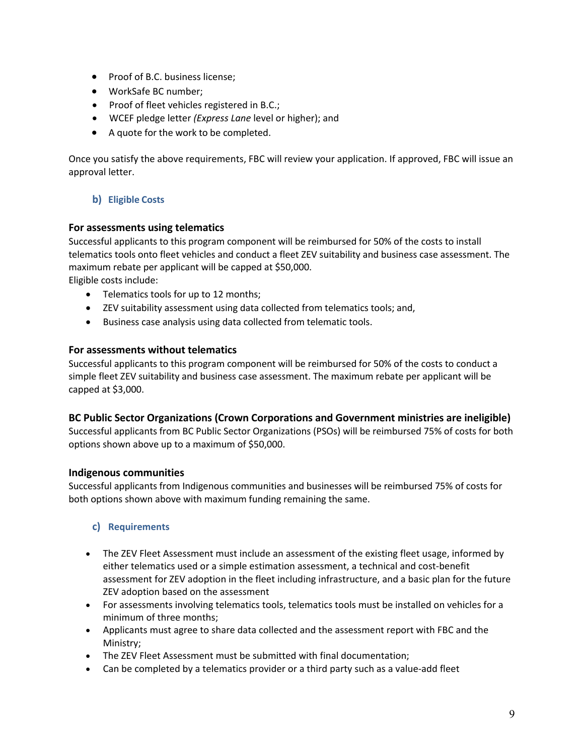- Proof of B.C. business license;
- WorkSafe BC number;
- Proof of fleet vehicles registered in B.C.;
- WCEF pledge letter *(Express Lane* level or higher); and
- A quote for the work to be completed.

Once you satisfy the above requirements, FBC will review your application. If approved, FBC will issue an approval letter.

### b) Eligible Costs

**For assessments using telematics**

Successful applicants to this program component will be reimbursed for 50% of the costs to install telematics tools onto fleet vehicles and conduct a fleet ZEV suitability and business case assessment. The maximum rebate per applicant will be capped at $50,000.

Eligible costs include:

- Telematics tools for up to 12 months;
- ZEV suitability assessment using data collected from telematics tools; and,
- Business case analysis using data collected from telematic tools.

**For assessments without telematics**

Successful applicants to this program component will be reimbursed for 50% of the costs to conduct a simple fleet ZEV suitability and business case assessment. The maximum rebate per applicant will be capped at $3,000.

**BC Public Sector Organizations (Crown Corporations and Government ministries are ineligible)**

Successful applicants from BC Public Sector Organizations (PSOs) will be reimbursed 75% of costs for both options shown above up to a maximum of $50,000.

**Indigenous communities**

Successful applicants from Indigenous communities and businesses will be reimbursed 75% of costs for both options shown above with maximum funding remaining the same.

### c) Requirements

- The ZEV Fleet Assessment must include an assessment of the existing fleet usage, informed by either telematics used or a simple estimation assessment, a technical and cost-benefit assessment for ZEV adoption in the fleet including infrastructure, and a basic plan for the future ZEV adoption based on the assessment
- For assessments involving telematics tools, telematics tools must be installed on vehicles for a minimum of three months;
- Applicants must agree to share data collected and the assessment report with FBC and the Ministry;
- The ZEV Fleet Assessment must be submitted with final documentation;
- Can be completed by a telematics provider or a third party such as a value-add fleet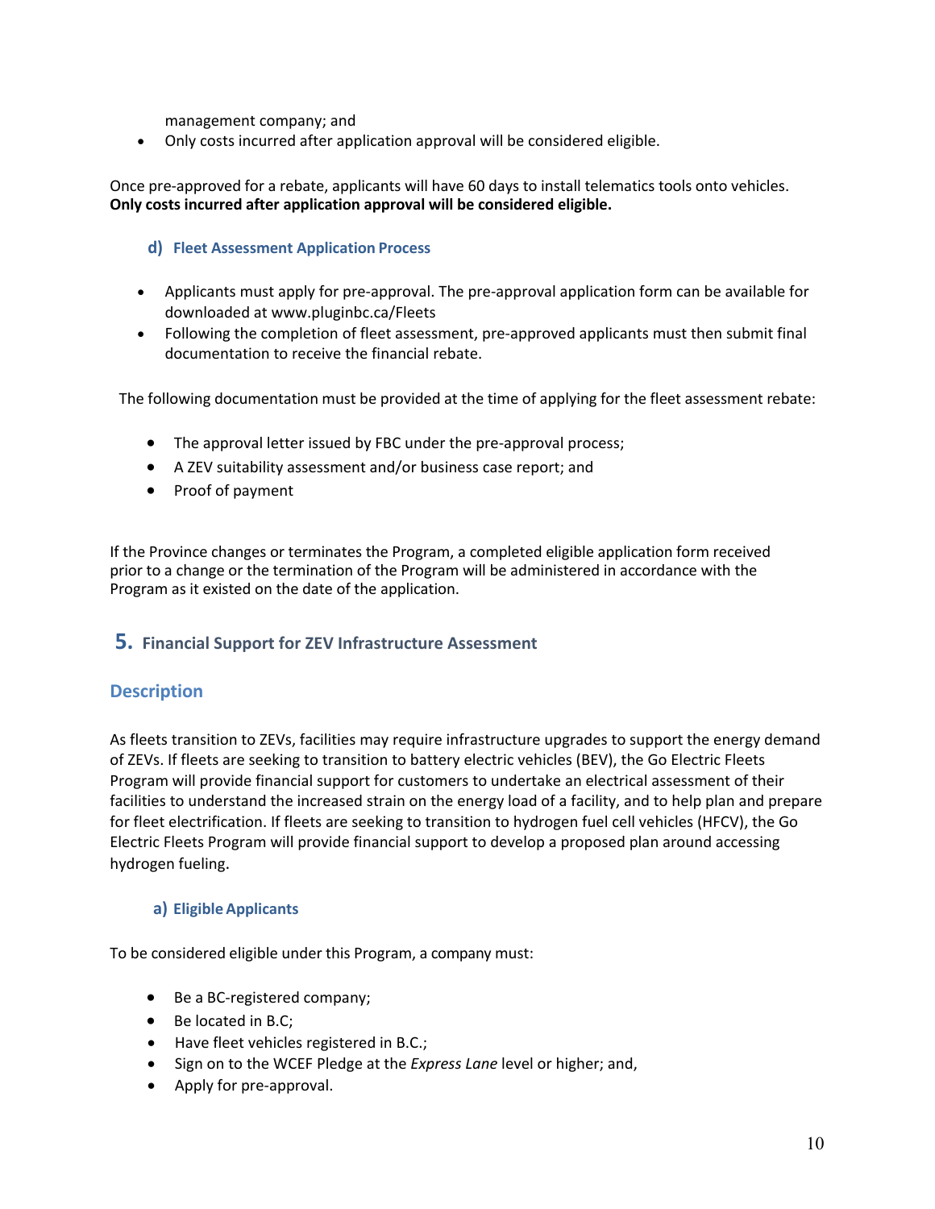management company; and

- Only costs incurred after application approval will be considered eligible.

Once pre-approved for a rebate, applicants will have 60 days to install telematics tools onto vehicles. **Only costs incurred after application approval will be considered eligible.**

### d) Fleet Assessment Application Process

- Applicants must apply for pre-approval. The pre-approval application form can be available for downloaded at www.pluginbc.ca/Fleets
- Following the completion of fleet assessment, pre-approved applicants must then submit final documentation to receive the financial rebate.

The following documentation must be provided at the time of applying for the fleet assessment rebate:

- The approval letter issued by FBC under the pre-approval process;
- A ZEV suitability assessment and/or business case report; and
- Proof of payment

If the Province changes or terminates the Program, a completed eligible application form received prior to a change or the termination of the Program will be administered in accordance with the Program as it existed on the date of the application.

## 5. Financial Support for ZEV Infrastructure Assessment

### Description

As fleets transition to ZEVs, facilities may require infrastructure upgrades to support the energy demand of ZEVs. If fleets are seeking to transition to battery electric vehicles (BEV), the Go Electric Fleets Program will provide financial support for customers to undertake an electrical assessment of their facilities to understand the increased strain on the energy load of a facility, and to help plan and prepare for fleet electrification. If fleets are seeking to transition to hydrogen fuel cell vehicles (HFCV), the Go Electric Fleets Program will provide financial support to develop a proposed plan around accessing hydrogen fueling.

### a) Eligible Applicants

To be considered eligible under this Program, a company must:

- Be a BC-registered company;
- Be located in B.C;
- Have fleet vehicles registered in B.C.;
- Sign on to the WCEF Pledge at the *Express Lane* level or higher; and,
- Apply for pre-approval.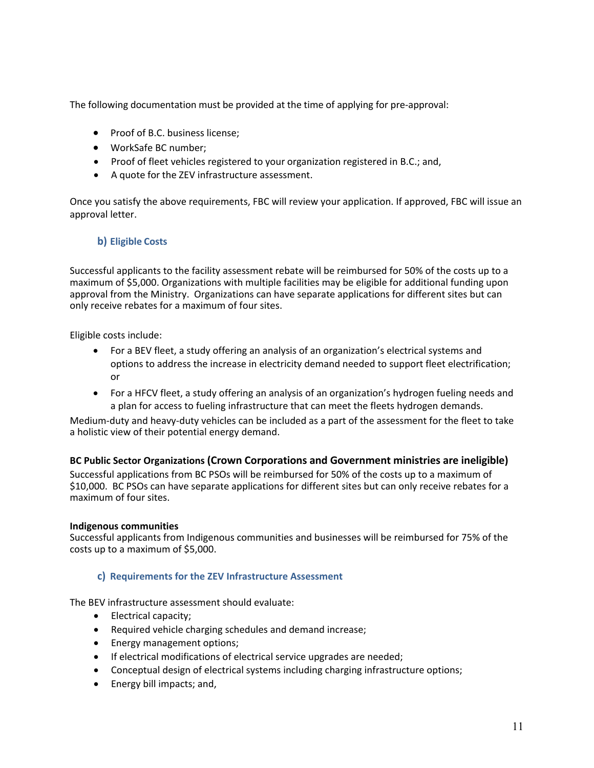The following documentation must be provided at the time of applying for pre-approval:

- Proof of B.C. business license;
- WorkSafe BC number;
- Proof of fleet vehicles registered to your organization registered in B.C.; and,
- A quote for the ZEV infrastructure assessment.

Once you satisfy the above requirements, FBC will review your application. If approved, FBC will issue an approval letter.

### b) Eligible Costs

Successful applicants to the facility assessment rebate will be reimbursed for 50% of the costs up to a maximum of $5,000. Organizations with multiple facilities may be eligible for additional funding upon approval from the Ministry. Organizations can have separate applications for different sites but can only receive rebates for a maximum of four sites.

Eligible costs include:

- For a BEV fleet, a study offering an analysis of an organization's electrical systems and options to address the increase in electricity demand needed to support fleet electrification; or
- For a HFCV fleet, a study offering an analysis of an organization's hydrogen fueling needs and a plan for access to fueling infrastructure that can meet the fleets hydrogen demands.

Medium-duty and heavy-duty vehicles can be included as a part of the assessment for the fleet to take a holistic view of their potential energy demand.

**BC Public Sector Organizations (Crown Corporations and Government ministries are ineligible)**
Successful applications from BC PSOs will be reimbursed for 50% of the costs up to a maximum of $10,000. BC PSOs can have separate applications for different sites but can only receive rebates for a maximum of four sites.

**Indigenous communities**
Successful applicants from Indigenous communities and businesses will be reimbursed for 75% of the costs up to a maximum of $5,000.

### c) Requirements for the ZEV Infrastructure Assessment

The BEV infrastructure assessment should evaluate:

- Electrical capacity;
- Required vehicle charging schedules and demand increase;
- Energy management options;
- If electrical modifications of electrical service upgrades are needed;
- Conceptual design of electrical systems including charging infrastructure options;
- Energy bill impacts; and,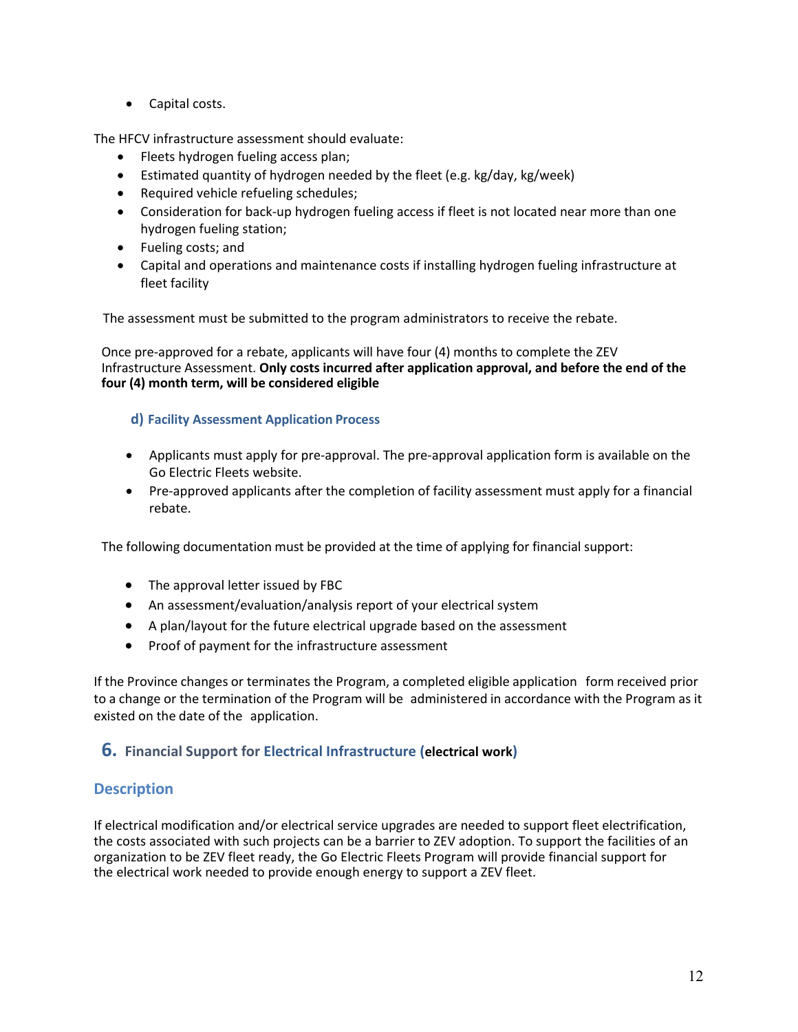- Capital costs.

The HFCV infrastructure assessment should evaluate:

- Fleets hydrogen fueling access plan;
- Estimated quantity of hydrogen needed by the fleet (e.g. kg/day, kg/week)
- Required vehicle refueling schedules;
- Consideration for back-up hydrogen fueling access if fleet is not located near more than one hydrogen fueling station;
- Fueling costs; and
- Capital and operations and maintenance costs if installing hydrogen fueling infrastructure at fleet facility

The assessment must be submitted to the program administrators to receive the rebate.

Once pre-approved for a rebate, applicants will have four (4) months to complete the ZEV Infrastructure Assessment. **Only costs incurred after application approval, and before the end of the four (4) month term, will be considered eligible**

### d) Facility Assessment Application Process

- Applicants must apply for pre-approval. The pre-approval application form is available on the Go Electric Fleets website.
- Pre-approved applicants after the completion of facility assessment must apply for a financial rebate.

The following documentation must be provided at the time of applying for financial support:

- The approval letter issued by FBC
- An assessment/evaluation/analysis report of your electrical system
- A plan/layout for the future electrical upgrade based on the assessment
- Proof of payment for the infrastructure assessment

If the Province changes or terminates the Program, a completed eligible application form received prior to a change or the termination of the Program will be administered in accordance with the Program as it existed on the date of the application.

## 6. Financial Support for Electrical Infrastructure (electrical work)

### Description

If electrical modification and/or electrical service upgrades are needed to support fleet electrification, the costs associated with such projects can be a barrier to ZEV adoption. To support the facilities of an organization to be ZEV fleet ready, the Go Electric Fleets Program will provide financial support for the electrical work needed to provide enough energy to support a ZEV fleet.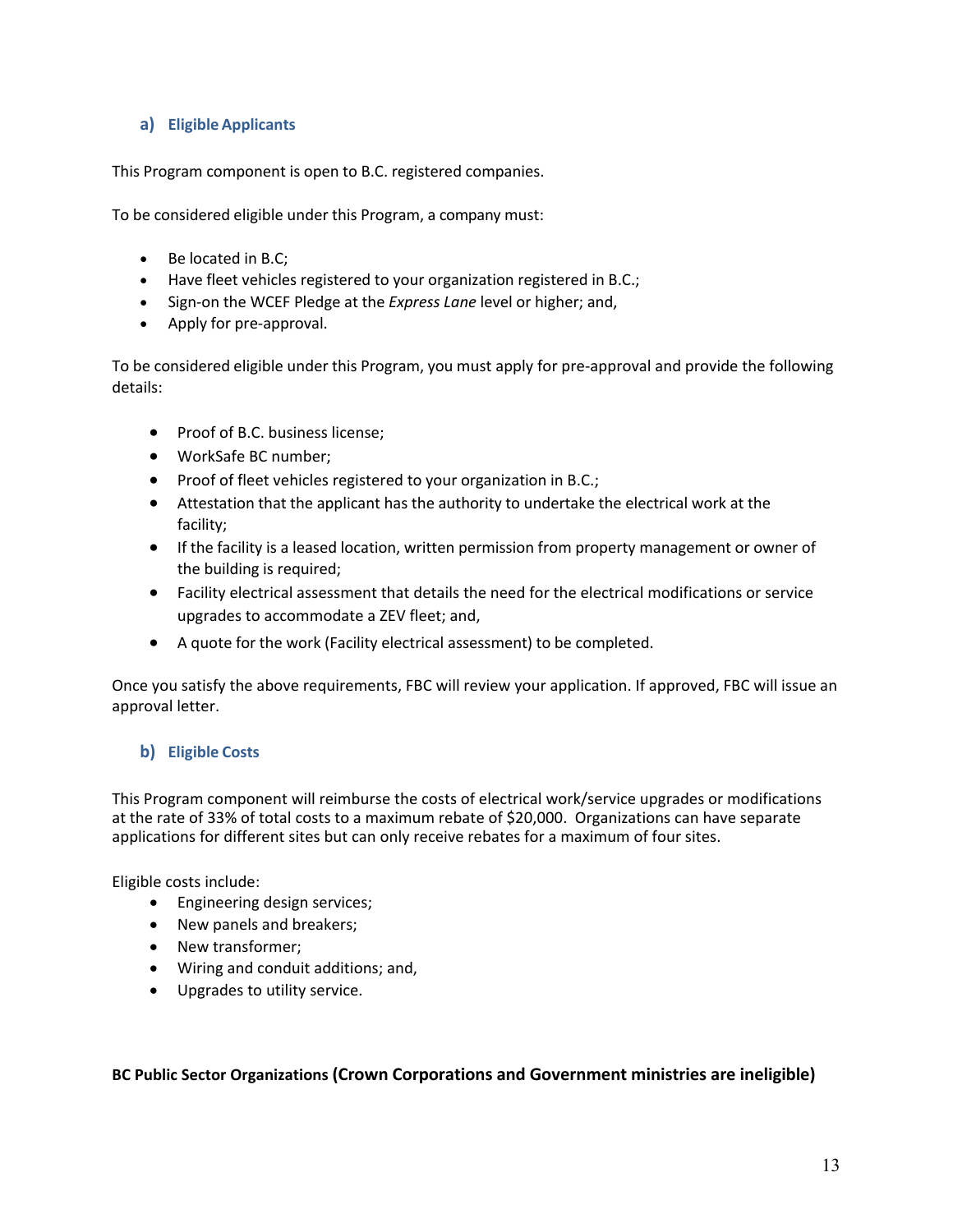### a) Eligible Applicants

This Program component is open to B.C. registered companies.

To be considered eligible under this Program, a company must:

- Be located in B.C;
- Have fleet vehicles registered to your organization registered in B.C.;
- Sign-on the WCEF Pledge at the *Express Lane* level or higher; and,
- Apply for pre-approval.

To be considered eligible under this Program, you must apply for pre-approval and provide the following details:

- Proof of B.C. business license;
- WorkSafe BC number;
- Proof of fleet vehicles registered to your organization in B.C.;
- Attestation that the applicant has the authority to undertake the electrical work at the facility;
- If the facility is a leased location, written permission from property management or owner of the building is required;
- Facility electrical assessment that details the need for the electrical modifications or service upgrades to accommodate a ZEV fleet; and,
- A quote for the work (Facility electrical assessment) to be completed.

Once you satisfy the above requirements, FBC will review your application. If approved, FBC will issue an approval letter.

### b) Eligible Costs

This Program component will reimburse the costs of electrical work/service upgrades or modifications at the rate of 33% of total costs to a maximum rebate of $20,000. Organizations can have separate applications for different sites but can only receive rebates for a maximum of four sites.

Eligible costs include:

- Engineering design services;
- New panels and breakers;
- New transformer;
- Wiring and conduit additions; and,
- Upgrades to utility service.

**BC Public Sector Organizations (Crown Corporations and Government ministries are ineligible)**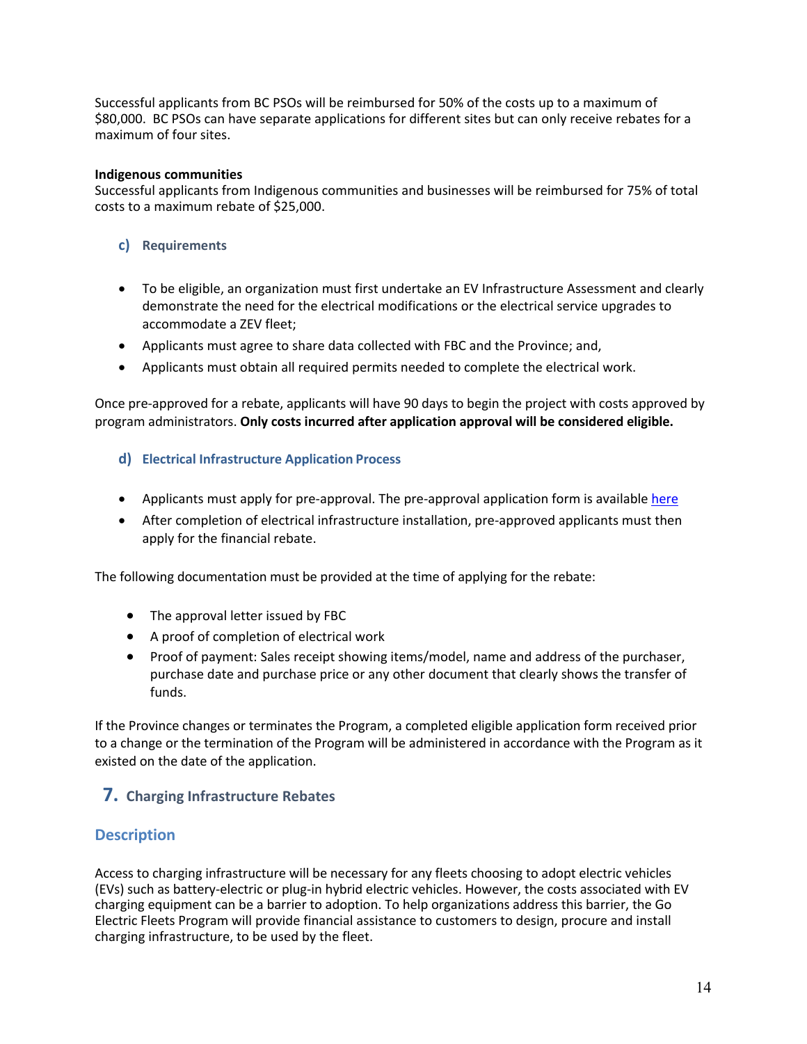Successful applicants from BC PSOs will be reimbursed for 50% of the costs up to a maximum of $80,000. BC PSOs can have separate applications for different sites but can only receive rebates for a maximum of four sites.

**Indigenous communities**
Successful applicants from Indigenous communities and businesses will be reimbursed for 75% of total costs to a maximum rebate of $25,000.

### c) Requirements

- To be eligible, an organization must first undertake an EV Infrastructure Assessment and clearly demonstrate the need for the electrical modifications or the electrical service upgrades to accommodate a ZEV fleet;
- Applicants must agree to share data collected with FBC and the Province; and,
- Applicants must obtain all required permits needed to complete the electrical work.

Once pre-approved for a rebate, applicants will have 90 days to begin the project with costs approved by program administrators. **Only costs incurred after application approval will be considered eligible.**

### d) Electrical Infrastructure Application Process

- Applicants must apply for pre-approval. The pre-approval application form is available here
- After completion of electrical infrastructure installation, pre-approved applicants must then apply for the financial rebate.

The following documentation must be provided at the time of applying for the rebate:

- The approval letter issued by FBC
- A proof of completion of electrical work
- Proof of payment: Sales receipt showing items/model, name and address of the purchaser, purchase date and purchase price or any other document that clearly shows the transfer of funds.

If the Province changes or terminates the Program, a completed eligible application form received prior to a change or the termination of the Program will be administered in accordance with the Program as it existed on the date of the application.

## 7. Charging Infrastructure Rebates

### Description

Access to charging infrastructure will be necessary for any fleets choosing to adopt electric vehicles (EVs) such as battery-electric or plug-in hybrid electric vehicles. However, the costs associated with EV charging equipment can be a barrier to adoption. To help organizations address this barrier, the Go Electric Fleets Program will provide financial assistance to customers to design, procure and install charging infrastructure, to be used by the fleet.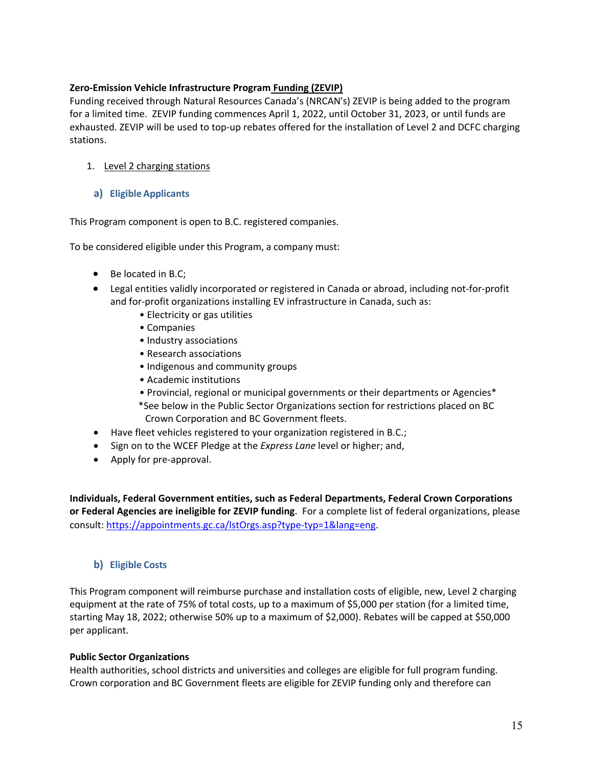**Zero-Emission Vehicle Infrastructure Program Funding (ZEVIP)**
Funding received through Natural Resources Canada's (NRCAN's) ZEVIP is being added to the program for a limited time. ZEVIP funding commences April 1, 2022, until October 31, 2023, or until funds are exhausted. ZEVIP will be used to top-up rebates offered for the installation of Level 2 and DCFC charging stations.

1. Level 2 charging stations

### a) Eligible Applicants

This Program component is open to B.C. registered companies.

To be considered eligible under this Program, a company must:

- Be located in B.C;
- Legal entities validly incorporated or registered in Canada or abroad, including not-for-profit and for-profit organizations installing EV infrastructure in Canada, such as:
    - Electricity or gas utilities
    - Companies
    - Industry associations
    - Research associations
    - Indigenous and community groups
    - Academic institutions
    - Provincial, regional or municipal governments or their departments or Agencies*

  *See below in the Public Sector Organizations section for restrictions placed on BC Crown Corporation and BC Government fleets.
- Have fleet vehicles registered to your organization registered in B.C.;
- Sign on to the WCEF Pledge at the *Express Lane* level or higher; and,
- Apply for pre-approval.

**Individuals, Federal Government entities, such as Federal Departments, Federal Crown Corporations or Federal Agencies are ineligible for ZEVIP funding**. For a complete list of federal organizations, please consult: https://appointments.gc.ca/lstOrgs.asp?type-typ=1&lang=eng.

### b) Eligible Costs

This Program component will reimburse purchase and installation costs of eligible, new, Level 2 charging equipment at the rate of 75% of total costs, up to a maximum of $5,000 per station (for a limited time, starting May 18, 2022; otherwise 50% up to a maximum of $2,000). Rebates will be capped at $50,000 per applicant.

**Public Sector Organizations**
Health authorities, school districts and universities and colleges are eligible for full program funding. Crown corporation and BC Government fleets are eligible for ZEVIP funding only and therefore can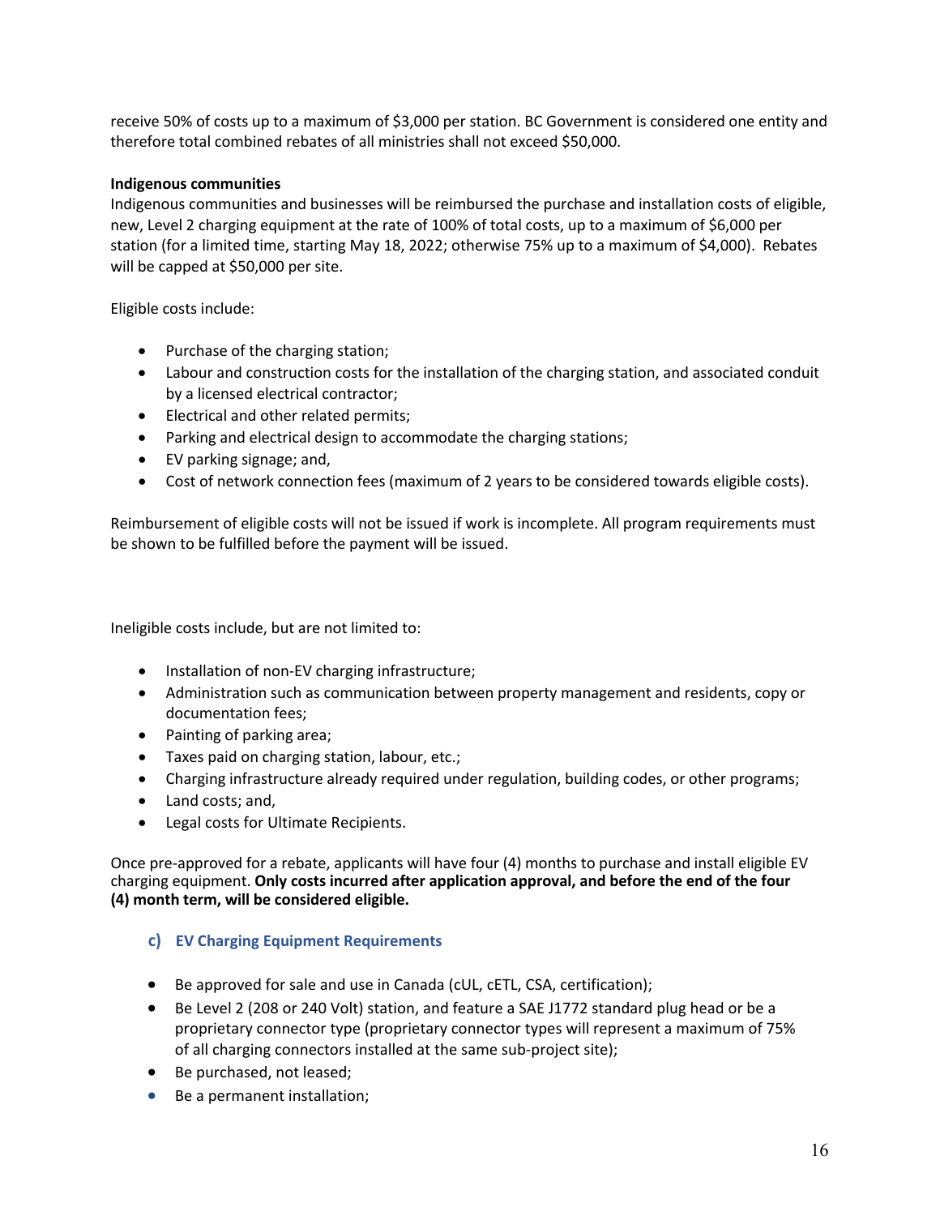receive 50% of costs up to a maximum of $3,000 per station. BC Government is considered one entity and therefore total combined rebates of all ministries shall not exceed $50,000.

**Indigenous communities**

Indigenous communities and businesses will be reimbursed the purchase and installation costs of eligible, new, Level 2 charging equipment at the rate of 100% of total costs, up to a maximum of $6,000 per station (for a limited time, starting May 18, 2022; otherwise 75% up to a maximum of $4,000). Rebates will be capped at $50,000 per site.

Eligible costs include:

- Purchase of the charging station;
- Labour and construction costs for the installation of the charging station, and associated conduit by a licensed electrical contractor;
- Electrical and other related permits;
- Parking and electrical design to accommodate the charging stations;
- EV parking signage; and,
- Cost of network connection fees (maximum of 2 years to be considered towards eligible costs).

Reimbursement of eligible costs will not be issued if work is incomplete. All program requirements must be shown to be fulfilled before the payment will be issued.

Ineligible costs include, but are not limited to:

- Installation of non-EV charging infrastructure;
- Administration such as communication between property management and residents, copy or documentation fees;
- Painting of parking area;
- Taxes paid on charging station, labour, etc.;
- Charging infrastructure already required under regulation, building codes, or other programs;
- Land costs; and,
- Legal costs for Ultimate Recipients.

Once pre-approved for a rebate, applicants will have four (4) months to purchase and install eligible EV charging equipment. **Only costs incurred after application approval, and before the end of the four (4) month term, will be considered eligible.**

### c) EV Charging Equipment Requirements

- Be approved for sale and use in Canada (cUL, cETL, CSA, certification);
- Be Level 2 (208 or 240 Volt) station, and feature a SAE J1772 standard plug head or be a proprietary connector type (proprietary connector types will represent a maximum of 75% of all charging connectors installed at the same sub-project site);
- Be purchased, not leased;
- Be a permanent installation;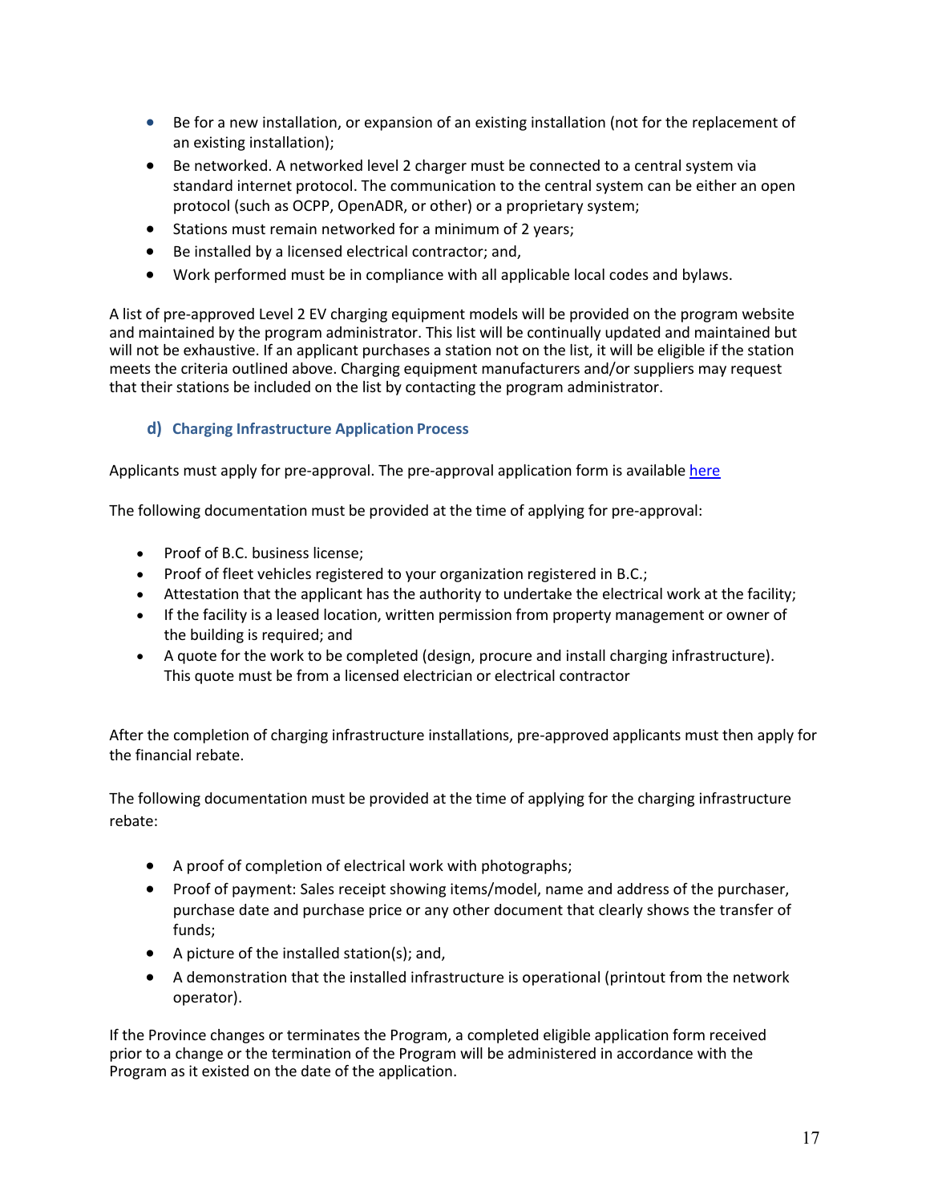- Be for a new installation, or expansion of an existing installation (not for the replacement of an existing installation);
- Be networked. A networked level 2 charger must be connected to a central system via standard internet protocol. The communication to the central system can be either an open protocol (such as OCPP, OpenADR, or other) or a proprietary system;
- Stations must remain networked for a minimum of 2 years;
- Be installed by a licensed electrical contractor; and,
- Work performed must be in compliance with all applicable local codes and bylaws.

A list of pre-approved Level 2 EV charging equipment models will be provided on the program website and maintained by the program administrator. This list will be continually updated and maintained but will not be exhaustive. If an applicant purchases a station not on the list, it will be eligible if the station meets the criteria outlined above. Charging equipment manufacturers and/or suppliers may request that their stations be included on the list by contacting the program administrator.

### d) Charging Infrastructure Application Process

Applicants must apply for pre-approval. The pre-approval application form is available here

The following documentation must be provided at the time of applying for pre-approval:

- Proof of B.C. business license;
- Proof of fleet vehicles registered to your organization registered in B.C.;
- Attestation that the applicant has the authority to undertake the electrical work at the facility;
- If the facility is a leased location, written permission from property management or owner of the building is required; and
- A quote for the work to be completed (design, procure and install charging infrastructure). This quote must be from a licensed electrician or electrical contractor

After the completion of charging infrastructure installations, pre-approved applicants must then apply for the financial rebate.

The following documentation must be provided at the time of applying for the charging infrastructure rebate:

- A proof of completion of electrical work with photographs;
- Proof of payment: Sales receipt showing items/model, name and address of the purchaser, purchase date and purchase price or any other document that clearly shows the transfer of funds;
- A picture of the installed station(s); and,
- A demonstration that the installed infrastructure is operational (printout from the network operator).

If the Province changes or terminates the Program, a completed eligible application form received prior to a change or the termination of the Program will be administered in accordance with the Program as it existed on the date of the application.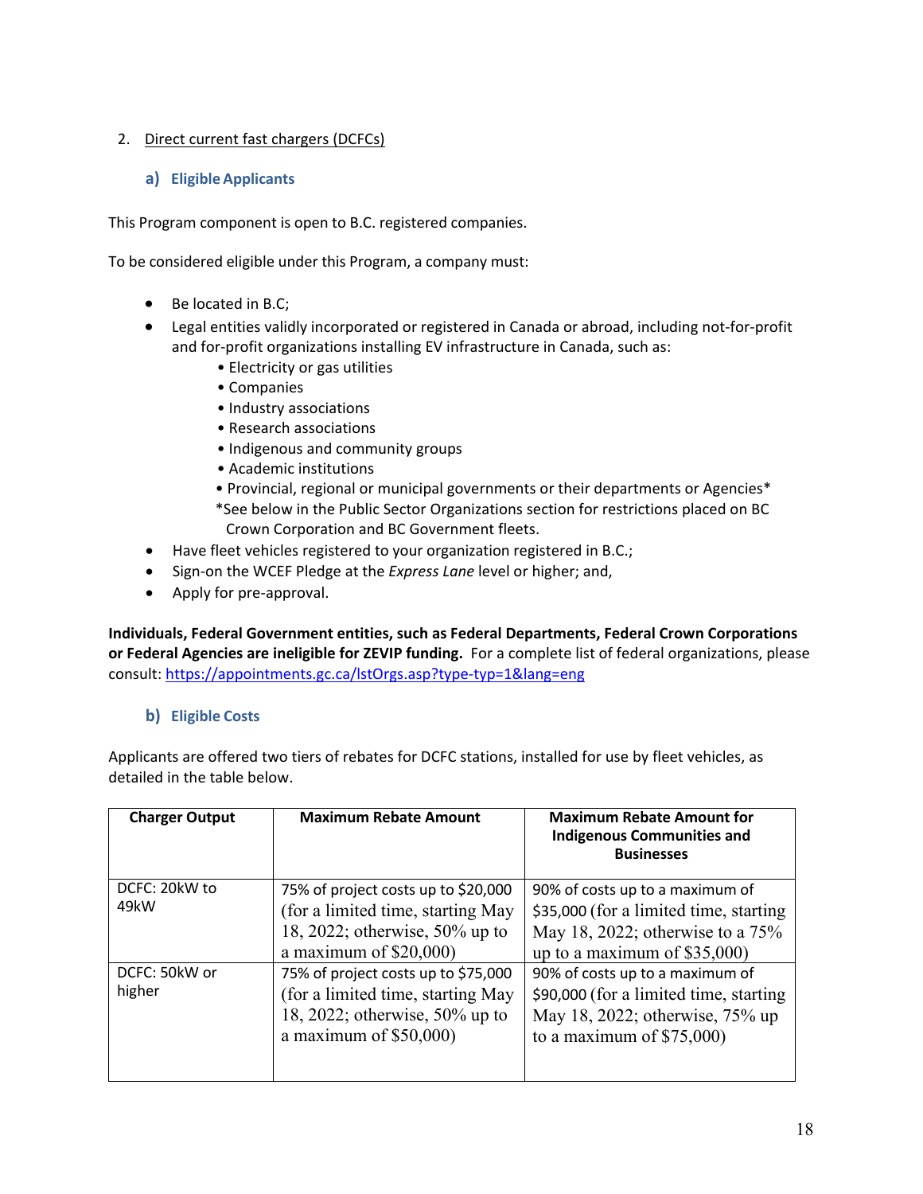2. Direct current fast chargers (DCFCs)

### a) Eligible Applicants

This Program component is open to B.C. registered companies.

To be considered eligible under this Program, a company must:

- Be located in B.C;
- Legal entities validly incorporated or registered in Canada or abroad, including not-for-profit and for-profit organizations installing EV infrastructure in Canada, such as:
  - Electricity or gas utilities
  - Companies
  - Industry associations
  - Research associations
  - Indigenous and community groups
  - Academic institutions
  - Provincial, regional or municipal governments or their departments or Agencies*

  *See below in the Public Sector Organizations section for restrictions placed on BC Crown Corporation and BC Government fleets.
- Have fleet vehicles registered to your organization registered in B.C.;
- Sign-on the WCEF Pledge at the *Express Lane* level or higher; and,
- Apply for pre-approval.

**Individuals, Federal Government entities, such as Federal Departments, Federal Crown Corporations or Federal Agencies are ineligible for ZEVIP funding.** For a complete list of federal organizations, please consult: https://appointments.gc.ca/lstOrgs.asp?type-typ=1&lang=eng

### b) Eligible Costs

Applicants are offered two tiers of rebates for DCFC stations, installed for use by fleet vehicles, as detailed in the table below.

| Charger Output | Maximum Rebate Amount | Maximum Rebate Amount for Indigenous Communities and Businesses |
|---|---|---|
| DCFC: 20kW to 49kW | 75% of project costs up to $20,000 (for a limited time, starting May 18, 2022; otherwise, 50% up to a maximum of $20,000) | 90% of costs up to a maximum of $35,000 (for a limited time, starting May 18, 2022; otherwise to a 75% up to a maximum of $35,000) |
| DCFC: 50kW or higher | 75% of project costs up to $75,000 (for a limited time, starting May 18, 2022; otherwise, 50% up to a maximum of $50,000) | 90% of costs up to a maximum of $90,000 (for a limited time, starting May 18, 2022; otherwise, 75% up to a maximum of $75,000) |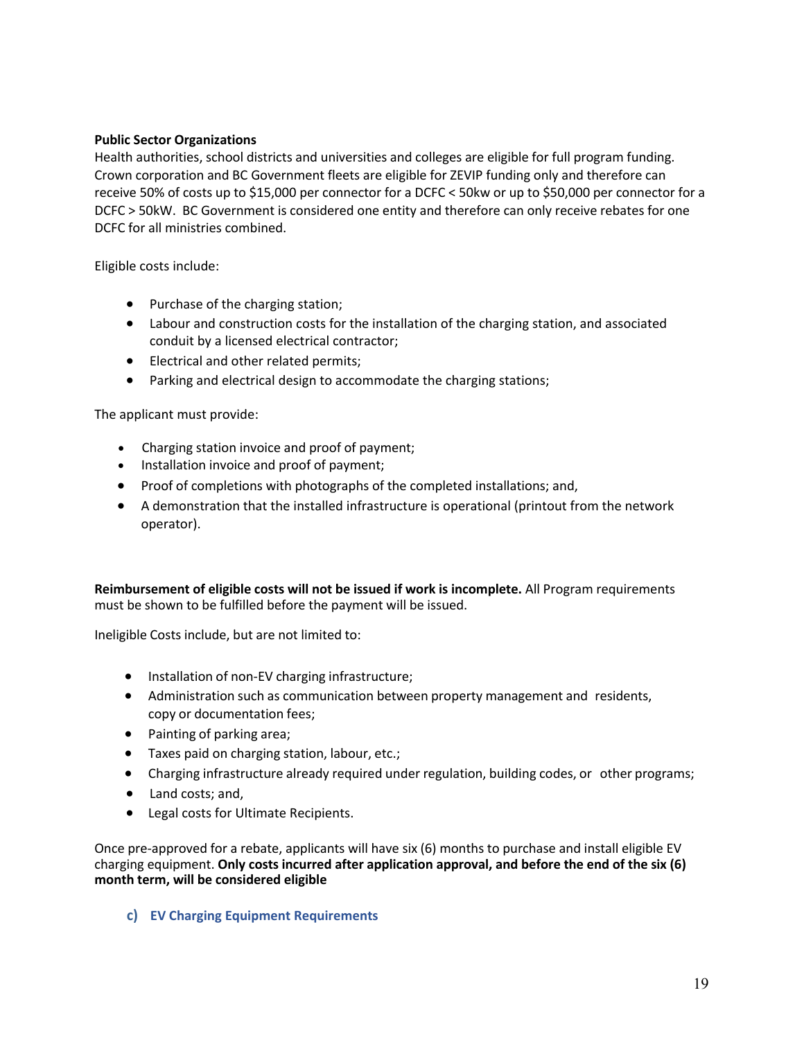**Public Sector Organizations**
Health authorities, school districts and universities and colleges are eligible for full program funding. Crown corporation and BC Government fleets are eligible for ZEVIP funding only and therefore can receive 50% of costs up to $15,000 per connector for a DCFC < 50kw or up to $50,000 per connector for a DCFC > 50kW. BC Government is considered one entity and therefore can only receive rebates for one DCFC for all ministries combined.

Eligible costs include:

- Purchase of the charging station;
- Labour and construction costs for the installation of the charging station, and associated conduit by a licensed electrical contractor;
- Electrical and other related permits;
- Parking and electrical design to accommodate the charging stations;

The applicant must provide:

- Charging station invoice and proof of payment;
- Installation invoice and proof of payment;
- Proof of completions with photographs of the completed installations; and,
- A demonstration that the installed infrastructure is operational (printout from the network operator).

**Reimbursement of eligible costs will not be issued if work is incomplete.** All Program requirements must be shown to be fulfilled before the payment will be issued.

Ineligible Costs include, but are not limited to:

- Installation of non-EV charging infrastructure;
- Administration such as communication between property management and residents, copy or documentation fees;
- Painting of parking area;
- Taxes paid on charging station, labour, etc.;
- Charging infrastructure already required under regulation, building codes, or other programs;
- Land costs; and,
- Legal costs for Ultimate Recipients.

Once pre-approved for a rebate, applicants will have six (6) months to purchase and install eligible EV charging equipment. **Only costs incurred after application approval, and before the end of the six (6) month term, will be considered eligible**

### c) EV Charging Equipment Requirements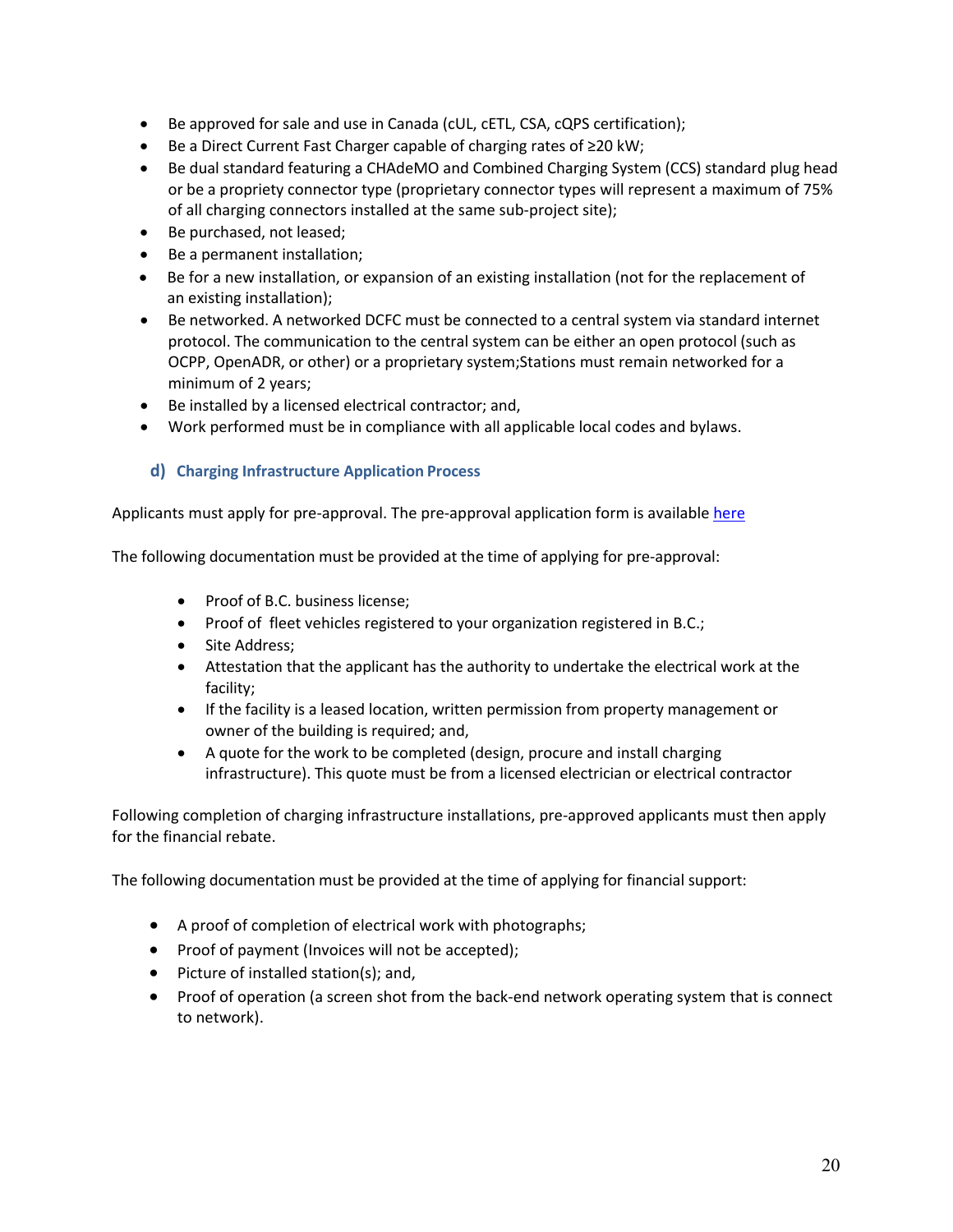- Be approved for sale and use in Canada (cUL, cETL, CSA, cQPS certification);
- Be a Direct Current Fast Charger capable of charging rates of ≥20 kW;
- Be dual standard featuring a CHAdeMO and Combined Charging System (CCS) standard plug head or be a propriety connector type (proprietary connector types will represent a maximum of 75% of all charging connectors installed at the same sub-project site);
- Be purchased, not leased;
- Be a permanent installation;
- Be for a new installation, or expansion of an existing installation (not for the replacement of an existing installation);
- Be networked. A networked DCFC must be connected to a central system via standard internet protocol. The communication to the central system can be either an open protocol (such as OCPP, OpenADR, or other) or a proprietary system;Stations must remain networked for a minimum of 2 years;
- Be installed by a licensed electrical contractor; and,
- Work performed must be in compliance with all applicable local codes and bylaws.

### d) Charging Infrastructure Application Process

Applicants must apply for pre-approval. The pre-approval application form is available here

The following documentation must be provided at the time of applying for pre-approval:

- Proof of B.C. business license;
- Proof of fleet vehicles registered to your organization registered in B.C.;
- Site Address;
- Attestation that the applicant has the authority to undertake the electrical work at the facility;
- If the facility is a leased location, written permission from property management or owner of the building is required; and,
- A quote for the work to be completed (design, procure and install charging infrastructure). This quote must be from a licensed electrician or electrical contractor

Following completion of charging infrastructure installations, pre-approved applicants must then apply for the financial rebate.

The following documentation must be provided at the time of applying for financial support:

- A proof of completion of electrical work with photographs;
- Proof of payment (Invoices will not be accepted);
- Picture of installed station(s); and,
- Proof of operation (a screen shot from the back-end network operating system that is connect to network).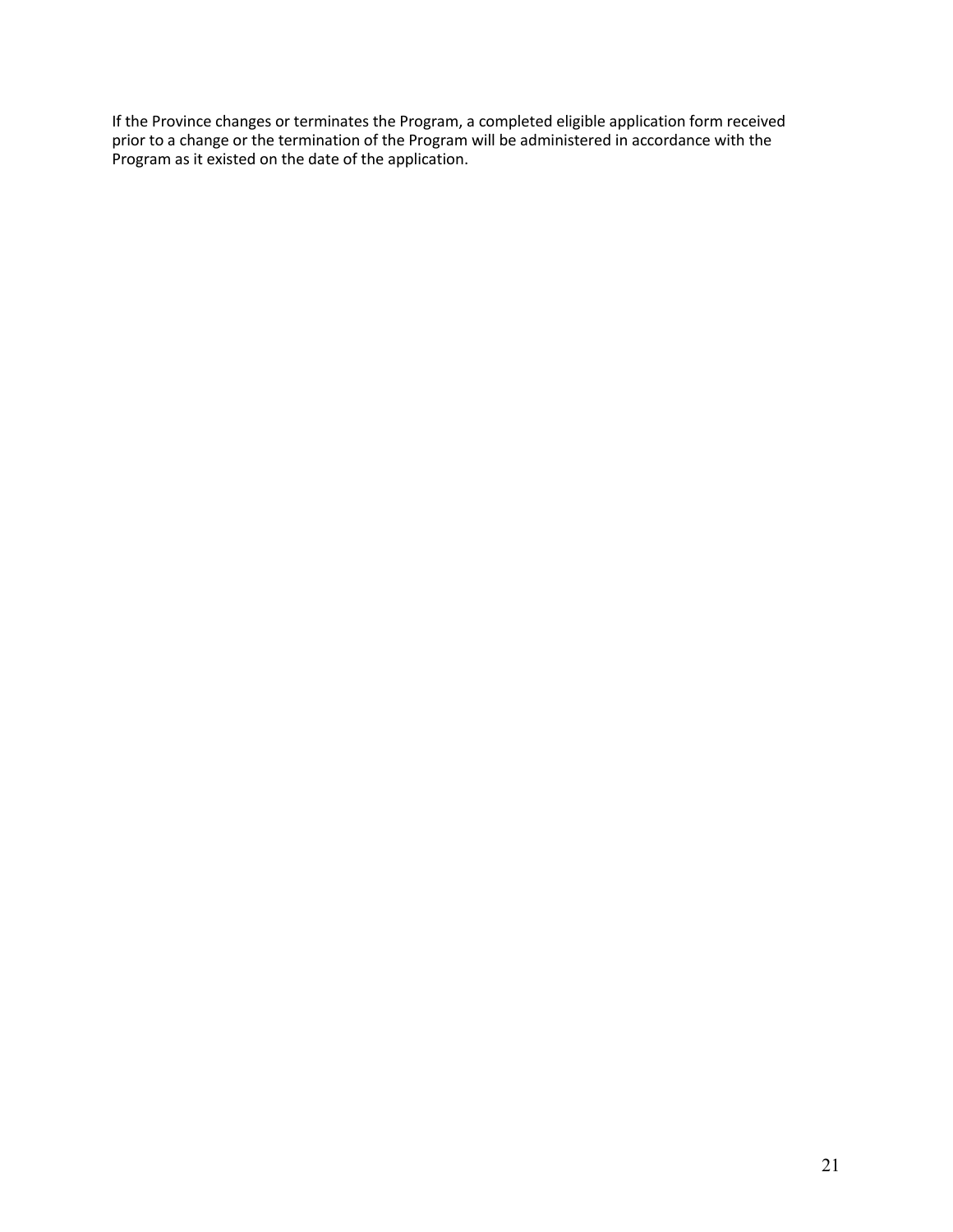If the Province changes or terminates the Program, a completed eligible application form received prior to a change or the termination of the Program will be administered in accordance with the Program as it existed on the date of the application.